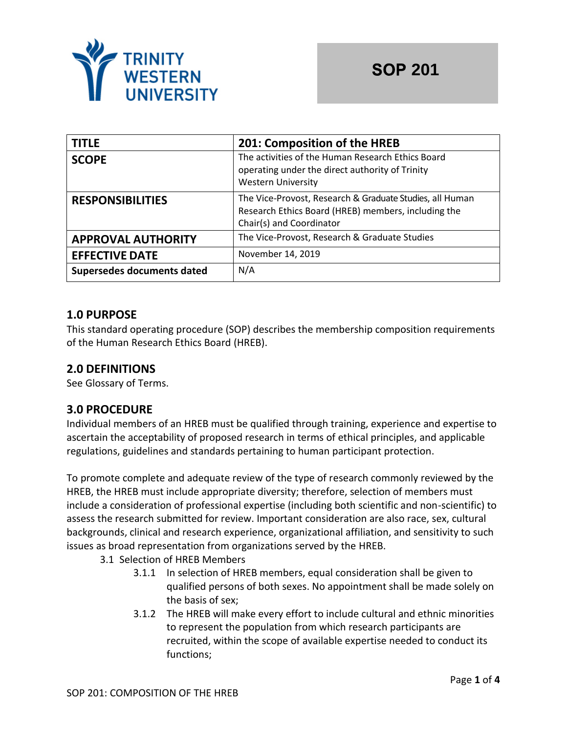TRINITY WESTERN UNIVERSITY

# SOP 201

| TITLE | 201: Composition of the HREB |
|---|---|
| SCOPE | The activities of the Human Research Ethics Board operating under the direct authority of Trinity Western University |
| RESPONSIBILITIES | The Vice-Provost, Research & Graduate Studies, all Human Research Ethics Board (HREB) members, including the Chair(s) and Coordinator |
| APPROVAL AUTHORITY | The Vice-Provost, Research & Graduate Studies |
| EFFECTIVE DATE | November 14, 2019 |
| Supersedes documents dated | N/A |

## 1.0 PURPOSE

This standard operating procedure (SOP) describes the membership composition requirements of the Human Research Ethics Board (HREB).

## 2.0 DEFINITIONS

See Glossary of Terms.

## 3.0 PROCEDURE

Individual members of an HREB must be qualified through training, experience and expertise to ascertain the acceptability of proposed research in terms of ethical principles, and applicable regulations, guidelines and standards pertaining to human participant protection.

To promote complete and adequate review of the type of research commonly reviewed by the HREB, the HREB must include appropriate diversity; therefore, selection of members must include a consideration of professional expertise (including both scientific and non-scientific) to assess the research submitted for review. Important consideration are also race, sex, cultural backgrounds, clinical and research experience, organizational affiliation, and sensitivity to such issues as broad representation from organizations served by the HREB.

- 3.1 Selection of HREB Members
  - 3.1.1 In selection of HREB members, equal consideration shall be given to qualified persons of both sexes. No appointment shall be made solely on the basis of sex;
  - 3.1.2 The HREB will make every effort to include cultural and ethnic minorities to represent the population from which research participants are recruited, within the scope of available expertise needed to conduct its functions;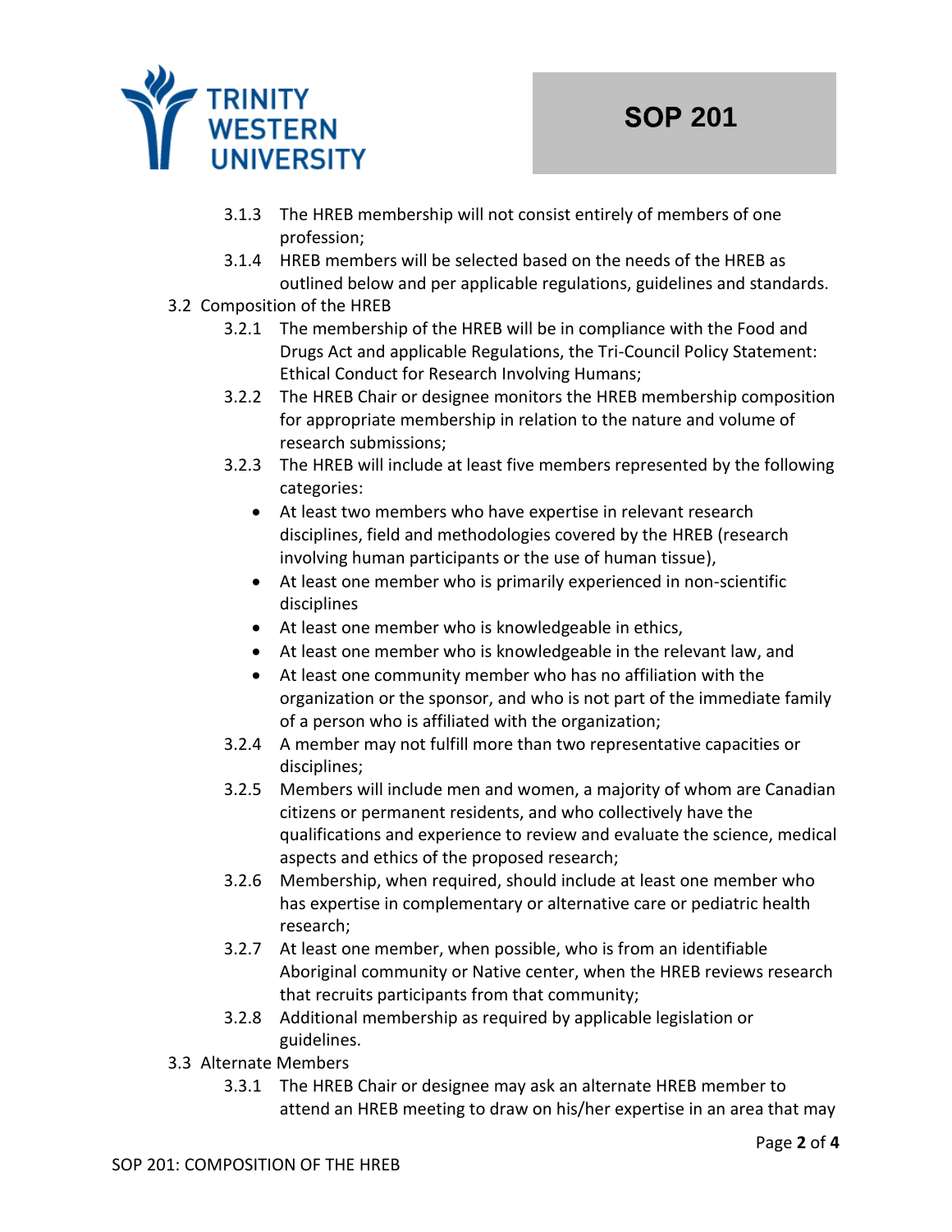3.1.3 The HREB membership will not consist entirely of members of one profession;

3.1.4 HREB members will be selected based on the needs of the HREB as outlined below and per applicable regulations, guidelines and standards.

3.2 Composition of the HREB

3.2.1 The membership of the HREB will be in compliance with the Food and Drugs Act and applicable Regulations, the Tri-Council Policy Statement: Ethical Conduct for Research Involving Humans;

3.2.2 The HREB Chair or designee monitors the HREB membership composition for appropriate membership in relation to the nature and volume of research submissions;

3.2.3 The HREB will include at least five members represented by the following categories:

- At least two members who have expertise in relevant research disciplines, field and methodologies covered by the HREB (research involving human participants or the use of human tissue),
- At least one member who is primarily experienced in non-scientific disciplines
- At least one member who is knowledgeable in ethics,
- At least one member who is knowledgeable in the relevant law, and
- At least one community member who has no affiliation with the organization or the sponsor, and who is not part of the immediate family of a person who is affiliated with the organization;

3.2.4 A member may not fulfill more than two representative capacities or disciplines;

3.2.5 Members will include men and women, a majority of whom are Canadian citizens or permanent residents, and who collectively have the qualifications and experience to review and evaluate the science, medical aspects and ethics of the proposed research;

3.2.6 Membership, when required, should include at least one member who has expertise in complementary or alternative care or pediatric health research;

3.2.7 At least one member, when possible, who is from an identifiable Aboriginal community or Native center, when the HREB reviews research that recruits participants from that community;

3.2.8 Additional membership as required by applicable legislation or guidelines.

3.3 Alternate Members

3.3.1 The HREB Chair or designee may ask an alternate HREB member to attend an HREB meeting to draw on his/her expertise in an area that may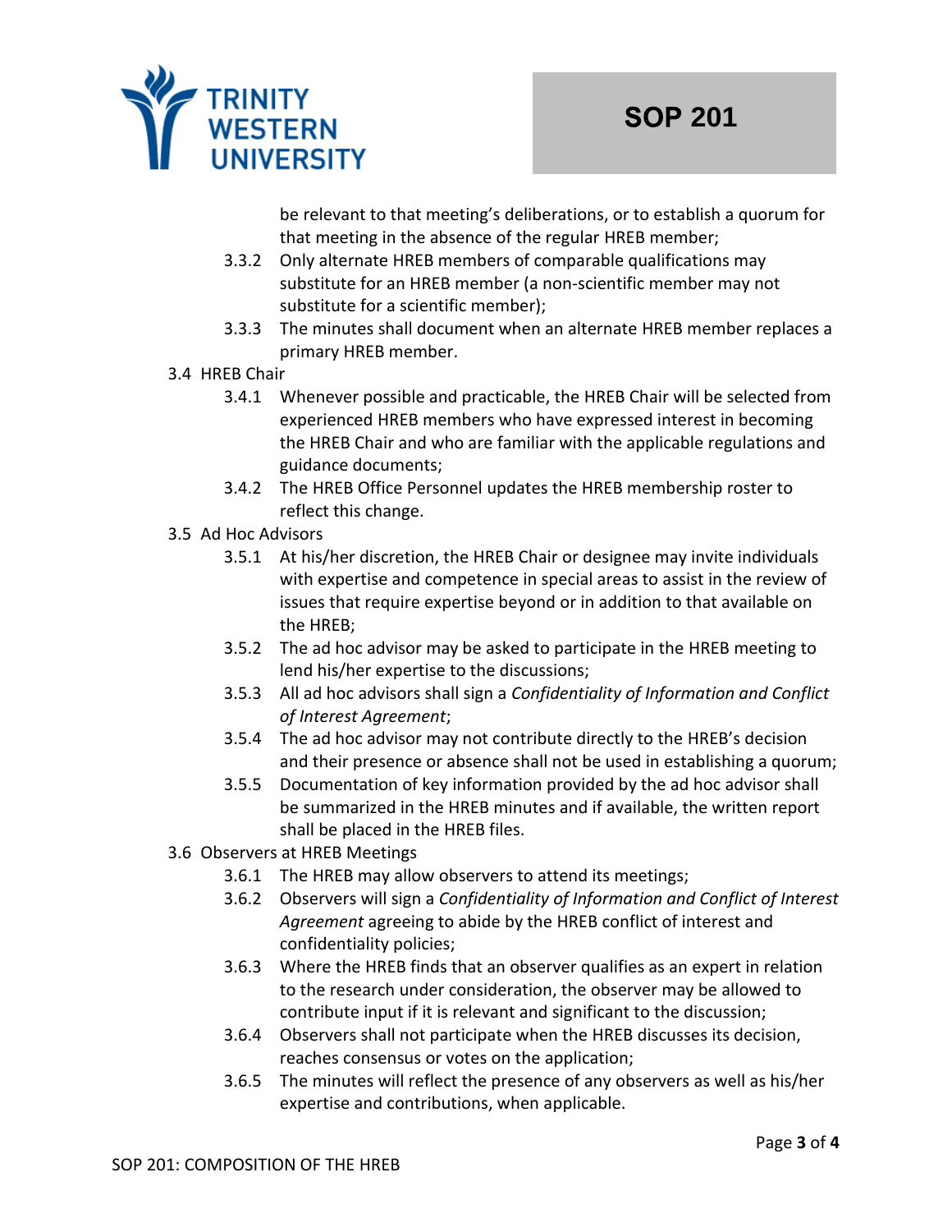be relevant to that meeting's deliberations, or to establish a quorum for that meeting in the absence of the regular HREB member;

- 3.3.2 Only alternate HREB members of comparable qualifications may substitute for an HREB member (a non-scientific member may not substitute for a scientific member);
- 3.3.3 The minutes shall document when an alternate HREB member replaces a primary HREB member.

3.4 HREB Chair

- 3.4.1 Whenever possible and practicable, the HREB Chair will be selected from experienced HREB members who have expressed interest in becoming the HREB Chair and who are familiar with the applicable regulations and guidance documents;
- 3.4.2 The HREB Office Personnel updates the HREB membership roster to reflect this change.

3.5 Ad Hoc Advisors

- 3.5.1 At his/her discretion, the HREB Chair or designee may invite individuals with expertise and competence in special areas to assist in the review of issues that require expertise beyond or in addition to that available on the HREB;
- 3.5.2 The ad hoc advisor may be asked to participate in the HREB meeting to lend his/her expertise to the discussions;
- 3.5.3 All ad hoc advisors shall sign a *Confidentiality of Information and Conflict of Interest Agreement*;
- 3.5.4 The ad hoc advisor may not contribute directly to the HREB's decision and their presence or absence shall not be used in establishing a quorum;
- 3.5.5 Documentation of key information provided by the ad hoc advisor shall be summarized in the HREB minutes and if available, the written report shall be placed in the HREB files.

3.6 Observers at HREB Meetings

- 3.6.1 The HREB may allow observers to attend its meetings;
- 3.6.2 Observers will sign a *Confidentiality of Information and Conflict of Interest Agreement* agreeing to abide by the HREB conflict of interest and confidentiality policies;
- 3.6.3 Where the HREB finds that an observer qualifies as an expert in relation to the research under consideration, the observer may be allowed to contribute input if it is relevant and significant to the discussion;
- 3.6.4 Observers shall not participate when the HREB discusses its decision, reaches consensus or votes on the application;
- 3.6.5 The minutes will reflect the presence of any observers as well as his/her expertise and contributions, when applicable.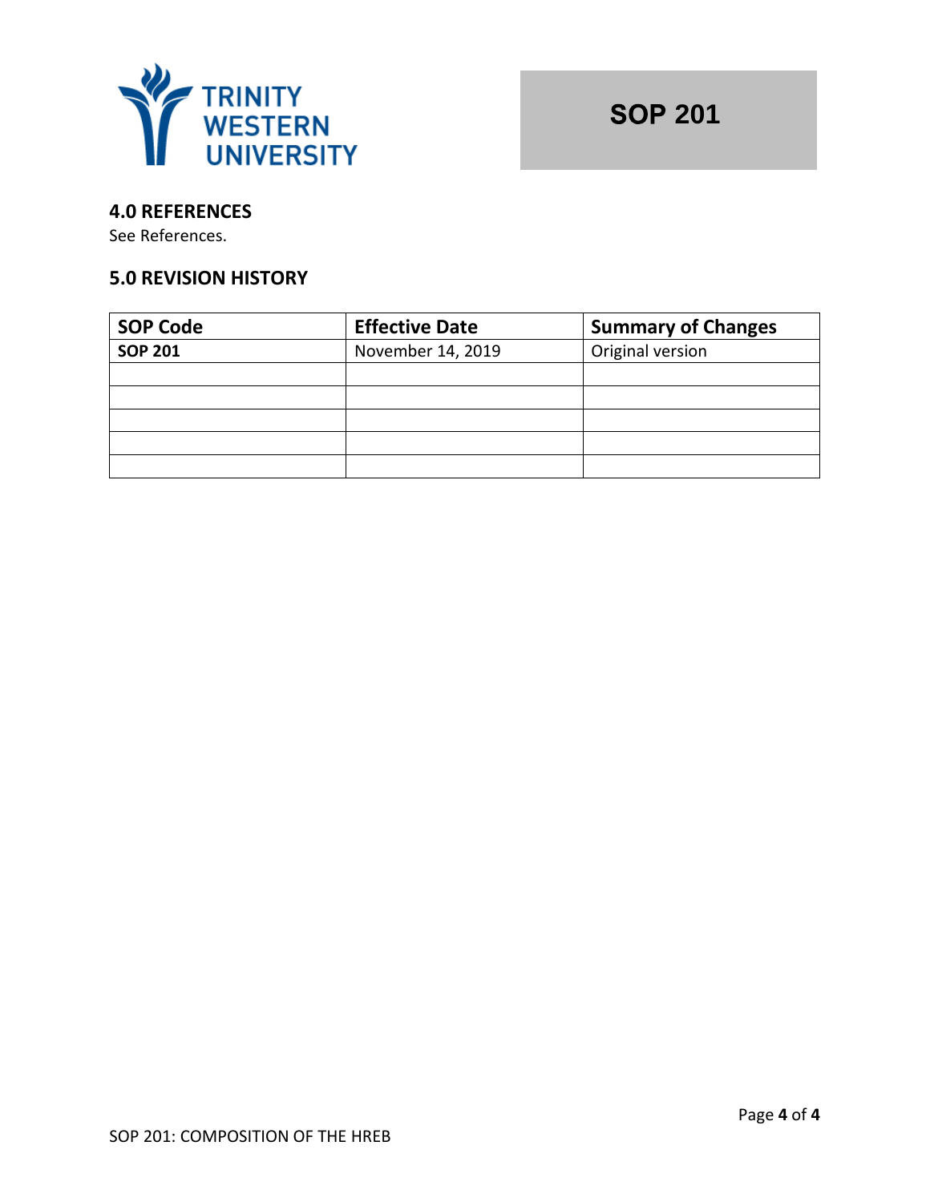## 4.0 REFERENCES

See References.

## 5.0 REVISION HISTORY

| SOP Code | Effective Date | Summary of Changes |
|---|---|---|
| **SOP 201** | November 14, 2019 | Original version |
| | | |
| | | |
| | | |
| | | |
| | | |